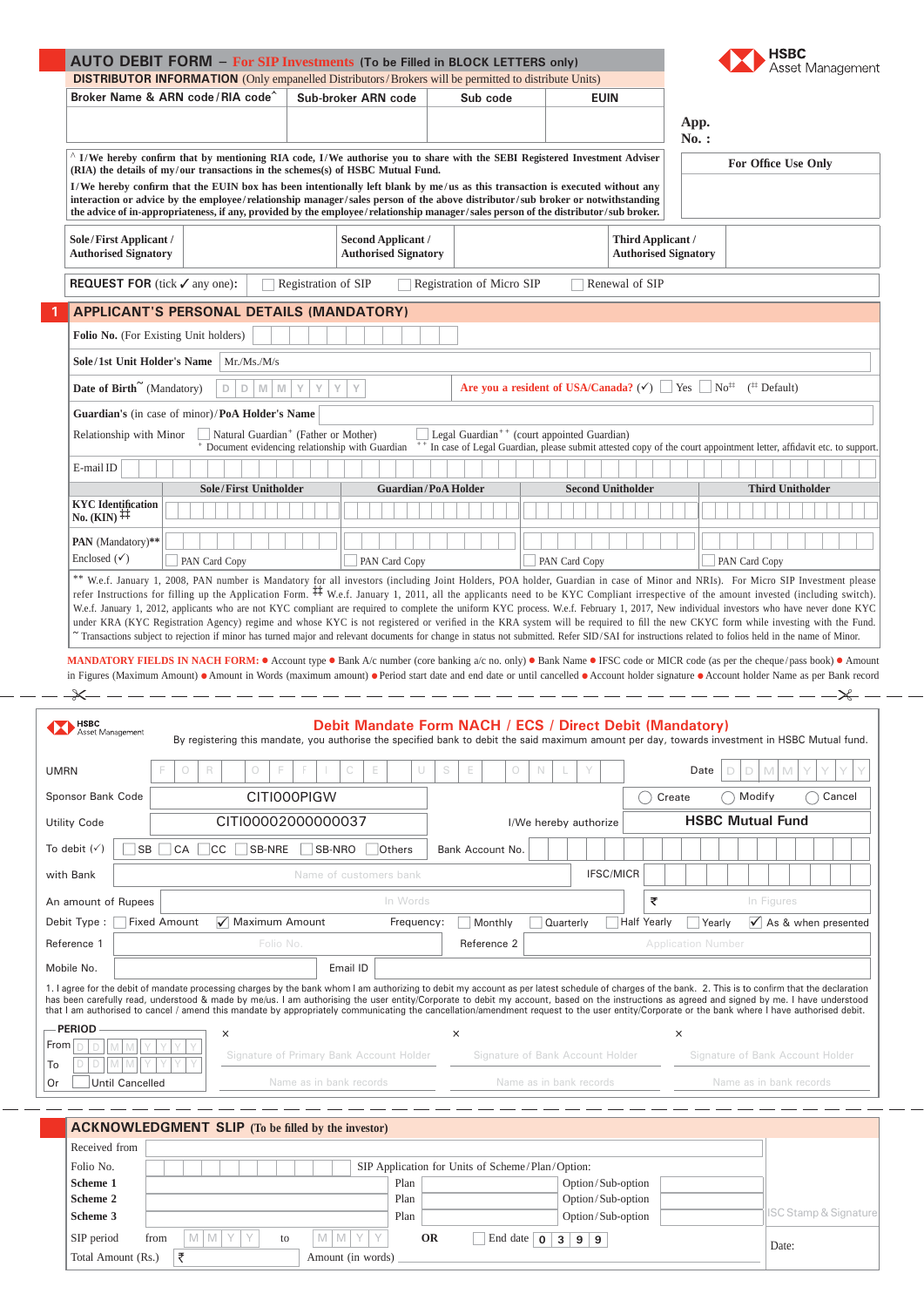# AUTO DEBIT FORM – For SIP Investments (To be Filled in BLOCK LETTERS only)

HSBC Asset Management

**DISTRIBUTOR INFORMATION** (Only empanelled Distributors/Brokers will be permitted to distribute Units)

| Broker Name & ARN code/RIA code^ | Sub-broker ARN code | Sub code | EUIN |
|---|---|---|---|
| | | | |

App. No. :

For Office Use Only

^ I/We hereby confirm that by mentioning RIA code, I/We authorise you to share with the SEBI Registered Investment Adviser (RIA) the details of my/our transactions in the schemes(s) of HSBC Mutual Fund.

I/We hereby confirm that the EUIN box has been intentionally left blank by me/us as this transaction is executed without any interaction or advice by the employee/relationship manager/sales person of the above distributor/sub broker or notwithstanding the advice of in-appropriateness, if any, provided by the employee/relationship manager/sales person of the distributor/sub broker.

| Sole/First Applicant / Authorised Signatory | | Second Applicant / Authorised Signatory | | Third Applicant / Authorised Signatory | |
|---|---|---|---|---|---|

**REQUEST FOR** (tick ✓ any one): ☐ Registration of SIP ☐ Registration of Micro SIP ☐ Renewal of SIP

## 1 APPLICANT'S PERSONAL DETAILS (MANDATORY)

**Folio No.** (For Existing Unit holders)

**Sole/1st Unit Holder's Name** Mr./Ms./M/s

**Date of Birth**~ (Mandatory) D D M M Y Y Y Y

**Are you a resident of USA/Canada?** (✓) ☐ Yes ☐ No‡‡ (‡‡ Default)

**Guardian's** (in case of minor)/**PoA Holder's Name**

Relationship with Minor ☐ Natural Guardian+ (Father or Mother) ☐ Legal Guardian++ (court appointed Guardian)

+ Document evidencing relationship with Guardian ++ In case of Legal Guardian, please submit attested copy of the court appointment letter, affidavit etc. to support.

E-mail ID

| | Sole/First Unitholder | Guardian/PoA Holder | Second Unitholder | Third Unitholder |
|---|---|---|---|---|
| **KYC Identification No. (KIN)** ‡‡ | | | | |
| **PAN** (Mandatory)** Enclosed (✓) | ☐ PAN Card Copy | ☐ PAN Card Copy | ☐ PAN Card Copy | ☐ PAN Card Copy |

** W.e.f. January 1, 2008, PAN number is Mandatory for all investors (including Joint Holders, POA holder, Guardian in case of Minor and NRIs). For Micro SIP Investment please refer Instructions for filling up the Application Form. ‡‡ W.e.f. January 1, 2011, all the applicants need to be KYC Compliant irrespective of the amount invested (including switch). W.e.f. January 1, 2012, applicants who are not KYC compliant are required to complete the uniform KYC process. W.e.f. February 1, 2017, New individual investors who have never done KYC under KRA (KYC Registration Agency) regime and whose KYC is not registered or verified in the KRA system will be required to fill the new CKYC form while investing with the Fund. ~ Transactions subject to rejection if minor has turned major and relevant documents for change in status not submitted. Refer SID/SAI for instructions related to folios held in the name of Minor.

**MANDATORY FIELDS IN NACH FORM:** ● Account type ● Bank A/c number (core banking a/c no. only) ● Bank Name ● IFSC code or MICR code (as per the cheque/pass book) ● Amount in Figures (Maximum Amount) ● Amount in Words (maximum amount) ● Period start date and end date or until cancelled ● Account holder signature ● Account holder Name as per Bank record

---

## Debit Mandate Form NACH / ECS / Direct Debit (Mandatory)

HSBC Asset Management

By registering this mandate, you authorise the specified bank to debit the said maximum amount per day, towards investment in HSBC Mutual fund.

UMRN: F O R O F F I C E U S E O N L Y | Date: D D M M Y Y Y Y

Sponsor Bank Code: CITI000PIGW | ○ Create ○ Modify ○ Cancel

Utility Code: CITI00002000000037 | I/We hereby authorize: **HSBC Mutual Fund**

To debit (✓) ☐ SB ☐ CA ☐ CC ☐ SB-NRE ☐ SB-NRO ☐ Others | Bank Account No.

with Bank: Name of customers bank | IFSC/MICR

An amount of Rupees: In Words | ₹ In Figures

Debit Type : ☐ Fixed Amount ☑ Maximum Amount | Frequency: ☐ Monthly ☐ Quarterly ☐ Half Yearly ☐ Yearly ☑ As & when presented

Reference 1: Folio No. | Reference 2: Application Number

Mobile No. | Email ID

1. I agree for the debit of mandate processing charges by the bank whom I am authorizing to debit my account as per latest schedule of charges of the bank. 2. This is to confirm that the declaration has been carefully read, understood & made by me/us. I am authorising the user entity/Corporate to debit my account, based on the instructions as agreed and signed by me. I have understood that I am authorised to cancel / amend this mandate by appropriately communicating the cancellation/amendment request to the user entity/Corporate or the bank where I have authorised debit.

PERIOD
From D D M M Y Y Y Y
To D D M M Y Y Y Y
Or ☐ Until Cancelled

| × Signature of Primary Bank Account Holder | × Signature of Bank Account Holder | × Signature of Bank Account Holder |
|---|---|---|
| Name as in bank records | Name as in bank records | Name as in bank records |

---

## ACKNOWLEDGMENT SLIP (To be filled by the investor)

Received from

Folio No. | SIP Application for Units of Scheme/Plan/Option:

| | | | | | |
|---|---|---|---|---|---|
| **Scheme 1** | | Plan | | Option/Sub-option | |
| **Scheme 2** | | Plan | | Option/Sub-option | |
| **Scheme 3** | | Plan | | Option/Sub-option | |

SIP period from M M Y Y to M M Y Y **OR** ☐ End date 0 3 9 9

Total Amount (Rs.) ₹ | Amount (in words)

ISC Stamp & Signature

Date: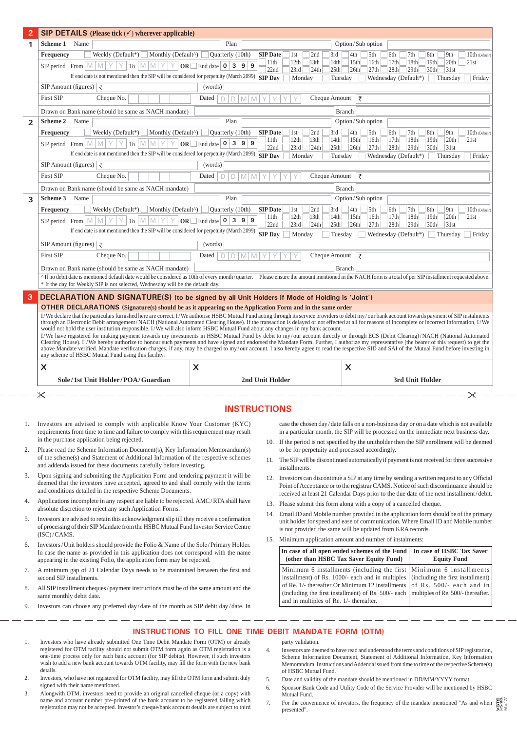## 2 SIP DETAILS (Please tick (✓) wherever applicable)

**1 Scheme 1** Name Plan Option/Sub option

**Frequency** Weekly (Default*) Monthly (Default^) Quarterly (10th)

**SIP Date** 1st 2nd 3rd 4th 5th 6th 7th 8th 9th 10th (Default^) 11th 12th 13th 14th 15th 16th 17th 18th 19th 20th 21st 22nd 23rd 24th 25th 26th 27th 28th 29th 30th 31st

SIP period From M M Y Y To M M Y Y OR End date 0 3 9 9

If end date is not mentioned then the SIP will be considered for perpetuity (March 2099)

**SIP Day** Monday Tuesday Wednesday (Default*) Thursday Friday

SIP Amount (figures) ₹ (words)

First SIP Cheque No. Dated D D M M Y Y Y Y Cheque Amount ₹

Drawn on Bank name (should be same as NACH mandate) Branch

**2 Scheme 2** Name Plan Option/Sub option

**Frequency** Weekly (Default*) Monthly (Default^) Quarterly (10th)

**SIP Date** 1st 2nd 3rd 4th 5th 6th 7th 8th 9th 10th (Default^) 11th 12th 13th 14th 15th 16th 17th 18th 19th 20th 21st 22nd 23rd 24th 25th 26th 27th 28th 29th 30th 31st

SIP period From M M Y Y To M M Y Y OR End date 0 3 9 9

If end date is not mentioned then the SIP will be considered for perpetuity (March 2099)

**SIP Day** Monday Tuesday Wednesday (Default*) Thursday Friday

SIP Amount (figures) ₹ (words)

First SIP Cheque No. Dated D D M M Y Y Y Y Cheque Amount ₹

Drawn on Bank name (should be same as NACH mandate) Branch

**3 Scheme 3** Name Plan Option/Sub option

**Frequency** Weekly (Default*) Monthly (Default^) Quarterly (10th)

**SIP Date** 1st 2nd 3rd 4th 5th 6th 7th 8th 9th 10th (Default^) 11th 12th 13th 14th 15th 16th 17th 18th 19th 20th 21st 22nd 23rd 24th 25th 26th 27th 28th 29th 30th 31st

SIP period From M M Y Y To M M Y Y OR End date 0 3 9 9

If end date is not mentioned then the SIP will be considered for perpetuity (March 2099)

**SIP Day** Monday Tuesday Wednesday (Default*) Thursday Friday

SIP Amount (figures) ₹ (words)

First SIP Cheque No. Dated D D M M Y Y Y Y Cheque Amount ₹

Drawn on Bank name (should be same as NACH mandate) Branch

^ If no debit date is mentioned default date would be considered as 10th of every month/quarter. Please ensure the amount mentioned in the NACH form is a total of per SIP installment requested above.

\* If the day for Weekly SIP is not selected, Wednesday will be the default day.

## 3 DECLARATION AND SIGNATURE(S) (to be signed by all Unit Holders if Mode of Holding is 'Joint')

**OTHER DECLARATIONS (Signature(s) should be as it appearing on the Application Form and in the same order**

I/We declare that the particulars furnished here are correct. I/We authorise HSBC Mutual Fund acting through its service providers to debit my/our bank account towards payment of SIP installments through an Electronic Debit arrangement/NACH (National Automated Clearing House). If the transaction is delayed or not effected at all for reasons of incomplete or incorrect information, I/We would not hold the user institution responsible. I/We will also inform HSBC Mutual Fund about any changes in my bank account.

I/We have registered for making payment towards my investments in HSBC Mutual Fund by debit to my/our account directly or through ECS (Debit Clearing)/NACH (National Automated Clearing House). I /We hereby authorize to honour such payments and have signed and endorsed the Mandate Form. Further, I authorize my representative (the bearer of this request) to get the above Mandate verified. Mandate verification charges, if any, may be charged to my/our account. I also hereby agree to read the respective SID and SAI of the Mutual Fund before investing in any scheme of HSBC Mutual Fund using this facility.

| X | X | X |
|---|---|---|
| **Sole/1st Unit Holder/POA/Guardian** | **2nd Unit Holder** | **3rd Unit Holder** |

## INSTRUCTIONS

1. Investors are advised to comply with applicable Know Your Customer (KYC) requirements from time to time and failure to comply with this requirement may result in the purchase application being rejected.
2. Please read the Scheme Information Document(s), Key Information Memorandum(s) of the scheme(s) and Statement of Additional Information of the respective schemes and addenda issued for these documents carefully before investing.
3. Upon signing and submitting the Application Form and tendering payment it will be deemed that the investors have accepted, agreed to and shall comply with the terms and conditions detailed in the respective Scheme Documents.
4. Applications incomplete in any respect are liable to be rejected. AMC/RTA shall have absolute discretion to reject any such Application Forms.
5. Investors are advised to retain this acknowledgment slip till they receive a confirmation of processing of their SIP Mandate from the HSBC Mutual Fund Investor Service Centre (ISC)/CAMS.
6. Investors/Unit holders should provide the Folio & Name of the Sole/Primary Holder. In case the name as provided in this application does not correspond with the name appearing in the existing Folio, the application form may be rejected.
7. A minimum gap of 21 Calendar Days needs to be maintained between the first and second SIP installments.
8. All SIP installment cheques/payment instructions must be of the same amount and the same monthly debit date.
9. Investors can choose any preferred day/date of the month as SIP debit day/date. In case the chosen day/date falls on a non-business day or on a date which is not available in a particular month, the SIP will be processed on the immediate next business day.
10. If the period is not specified by the unitholder then the SIP enrollment will be deemed to be for perpetuity and processed accordingly.
11. The SIP will be discontinued automatically if payment is not received for three successive installments.
12. Investors can discontinue a SIP at any time by sending a written request to any Official Point of Acceptance or to the registrar CAMS. Notice of such discontinuance should be received at least 21 Calendar Days prior to the due date of the next installment/debit.
13. Please submit this form along with a copy of a cancelled cheque.
14. Email ID and Mobile number provided in the application form should be of the primary unit holder for speed and ease of communication. Where Email ID and Mobile number is not provided the same will be updated from KRA records.
15. Minimum application amount and number of instalments:

| In case of all open ended schemes of the Fund (other than HSBC Tax Saver Equity Fund) | In case of HSBC Tax Saver Equity Fund |
|---|---|
| Minimum 6 installments (including the first installment) of Rs. 1000/- each and in multiples of Re. 1/- thereafter Or Minimum 12 installments (including the first installment) of Rs. 500/- each and in multiples of Re. 1/- thereafter. | Minimum 6 installments (including the first installment) of Rs. 500/- each and in multiples of Re. 500/- thereafter. |

## INSTRUCTIONS TO FILL ONE TIME DEBIT MANDATE FORM (OTM)

1. Investors who have already submitted One Time Debit Mandate Form (OTM) or already registered for OTM facility should not submit OTM form again as OTM registration is a one-time process only for each bank account (for SIP debits). However, if such investors wish to add a new bank account towards OTM facility, may fill the form with the new bank details.
2. Investors, who have not registered for OTM facility, may fill the OTM form and submit duly signed with their name mentioned.
3. Alongwith OTM, investors need to provide an original cancelled cheque (or a copy) with name and account number pre-printed of the bank account to be registered failing which registration may not be accepted. Investor's cheque/bank account details are subject to third party validation.
4. Investors are deemed to have read and understood the terms and conditions of SIP registration, Scheme Information Document, Statement of Additional Information, Key Information Memorandum, Instructions and Addenda issued from time to time of the respective Scheme(s) of HSBC Mutual Fund.
5. Date and validity of the mandate should be mentioned in DD/MM/YYYY format.
6. Sponsor Bank Code and Utility Code of the Service Provider will be mentioned by HSBC Mutual Fund.
7. For the convenience of investors, the frequency of the mandate mentioned "As and when presented".